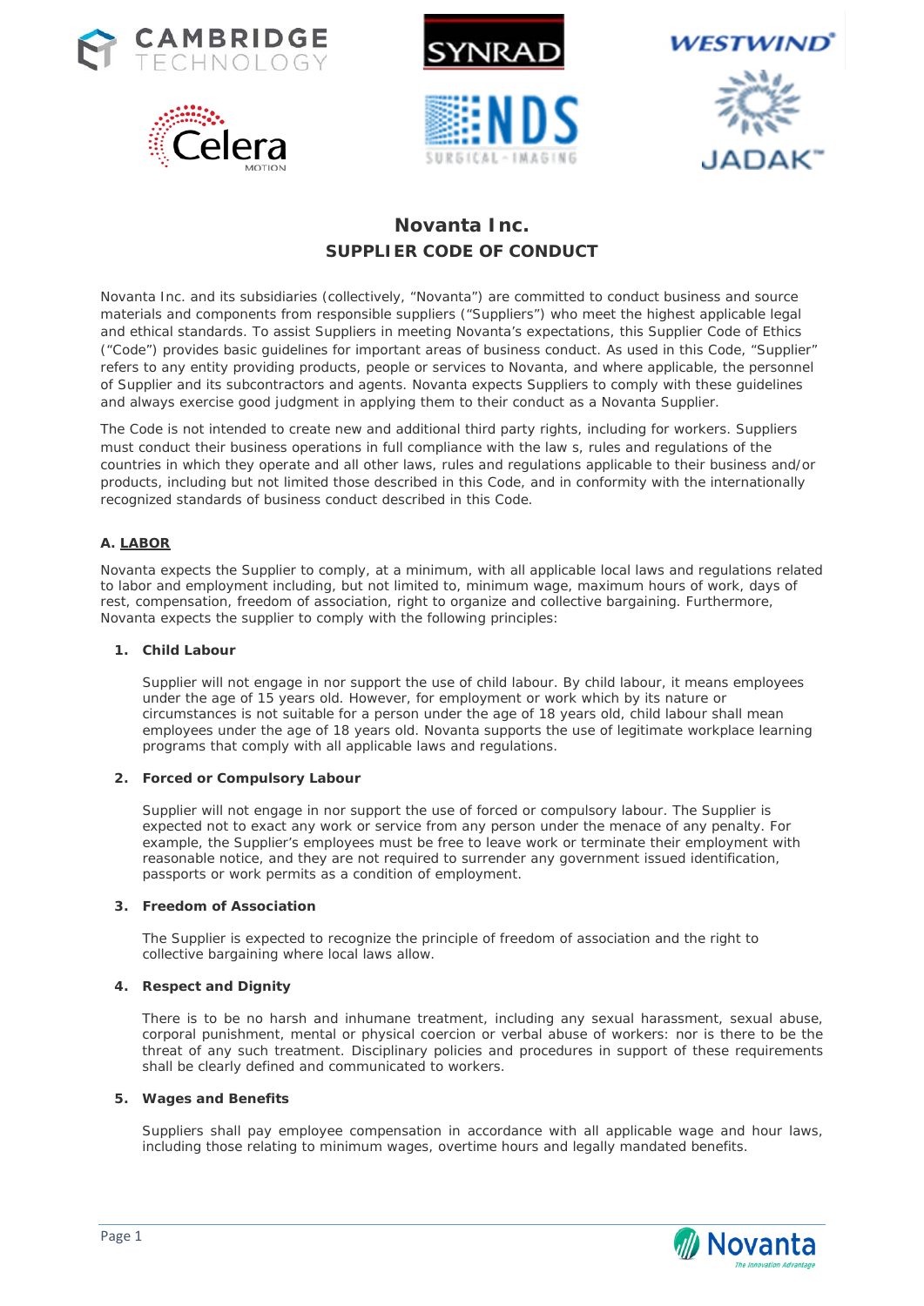# Novanta Inc.
## SUPPLIER CODE OF CONDUCT

Novanta Inc. and its subsidiaries (collectively, "Novanta") are committed to conduct business and source materials and components from responsible suppliers ("Suppliers") who meet the highest applicable legal and ethical standards. To assist Suppliers in meeting Novanta's expectations, this Supplier Code of Ethics ("Code") provides basic guidelines for important areas of business conduct. As used in this Code, "Supplier" refers to any entity providing products, people or services to Novanta, and where applicable, the personnel of Supplier and its subcontractors and agents. Novanta expects Suppliers to comply with these guidelines and always exercise good judgment in applying them to their conduct as a Novanta Supplier.

The Code is not intended to create new and additional third party rights, including for workers. Suppliers must conduct their business operations in full compliance with the law s, rules and regulations of the countries in which they operate and all other laws, rules and regulations applicable to their business and/or products, including but not limited those described in this Code, and in conformity with the internationally recognized standards of business conduct described in this Code.

### A. LABOR

Novanta expects the Supplier to comply, at a minimum, with all applicable local laws and regulations related to labor and employment including, but not limited to, minimum wage, maximum hours of work, days of rest, compensation, freedom of association, right to organize and collective bargaining. Furthermore, Novanta expects the supplier to comply with the following principles:

#### 1. Child Labour

Supplier will not engage in nor support the use of child labour. By child labour, it means employees under the age of 15 years old. However, for employment or work which by its nature or circumstances is not suitable for a person under the age of 18 years old, child labour shall mean employees under the age of 18 years old. Novanta supports the use of legitimate workplace learning programs that comply with all applicable laws and regulations.

#### 2. Forced or Compulsory Labour

Supplier will not engage in nor support the use of forced or compulsory labour. The Supplier is expected not to exact any work or service from any person under the menace of any penalty. For example, the Supplier's employees must be free to leave work or terminate their employment with reasonable notice, and they are not required to surrender any government issued identification, passports or work permits as a condition of employment.

#### 3. Freedom of Association

The Supplier is expected to recognize the principle of freedom of association and the right to collective bargaining where local laws allow.

#### 4. Respect and Dignity

There is to be no harsh and inhumane treatment, including any sexual harassment, sexual abuse, corporal punishment, mental or physical coercion or verbal abuse of workers: nor is there to be the threat of any such treatment. Disciplinary policies and procedures in support of these requirements shall be clearly defined and communicated to workers.

#### 5. Wages and Benefits

Suppliers shall pay employee compensation in accordance with all applicable wage and hour laws, including those relating to minimum wages, overtime hours and legally mandated benefits.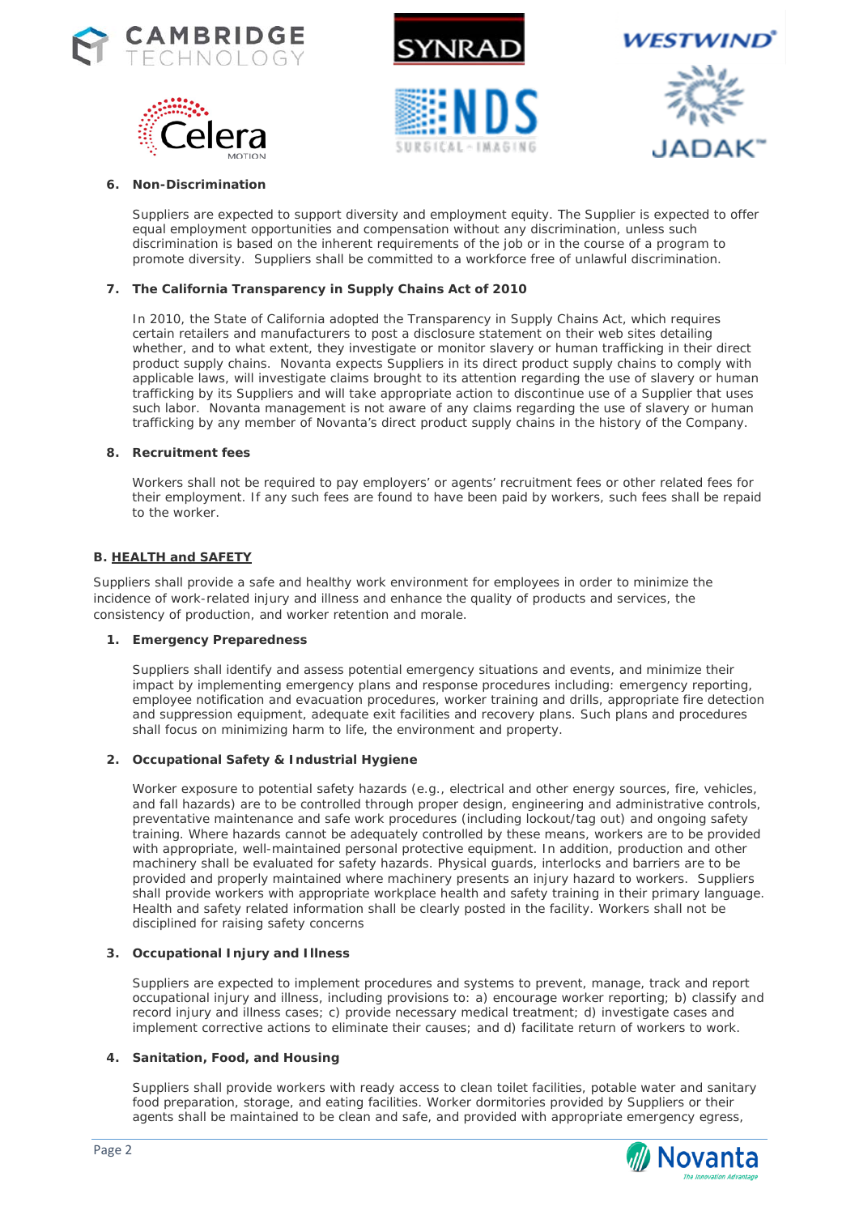6. **Non-Discrimination**

   Suppliers are expected to support diversity and employment equity. The Supplier is expected to offer equal employment opportunities and compensation without any discrimination, unless such discrimination is based on the inherent requirements of the job or in the course of a program to promote diversity. Suppliers shall be committed to a workforce free of unlawful discrimination.

7. **The California Transparency in Supply Chains Act of 2010**

   In 2010, the State of California adopted the Transparency in Supply Chains Act, which requires certain retailers and manufacturers to post a disclosure statement on their web sites detailing whether, and to what extent, they investigate or monitor slavery or human trafficking in their direct product supply chains. Novanta expects Suppliers in its direct product supply chains to comply with applicable laws, will investigate claims brought to its attention regarding the use of slavery or human trafficking by its Suppliers and will take appropriate action to discontinue use of a Supplier that uses such labor. Novanta management is not aware of any claims regarding the use of slavery or human trafficking by any member of Novanta's direct product supply chains in the history of the Company.

8. **Recruitment fees**

   Workers shall not be required to pay employers' or agents' recruitment fees or other related fees for their employment. If any such fees are found to have been paid by workers, such fees shall be repaid to the worker.

**B. HEALTH and SAFETY**

Suppliers shall provide a safe and healthy work environment for employees in order to minimize the incidence of work-related injury and illness and enhance the quality of products and services, the consistency of production, and worker retention and morale.

1. **Emergency Preparedness**

   Suppliers shall identify and assess potential emergency situations and events, and minimize their impact by implementing emergency plans and response procedures including: emergency reporting, employee notification and evacuation procedures, worker training and drills, appropriate fire detection and suppression equipment, adequate exit facilities and recovery plans. Such plans and procedures shall focus on minimizing harm to life, the environment and property.

2. **Occupational Safety & Industrial Hygiene**

   Worker exposure to potential safety hazards (e.g., electrical and other energy sources, fire, vehicles, and fall hazards) are to be controlled through proper design, engineering and administrative controls, preventative maintenance and safe work procedures (including lockout/tag out) and ongoing safety training. Where hazards cannot be adequately controlled by these means, workers are to be provided with appropriate, well-maintained personal protective equipment. In addition, production and other machinery shall be evaluated for safety hazards. Physical guards, interlocks and barriers are to be provided and properly maintained where machinery presents an injury hazard to workers. Suppliers shall provide workers with appropriate workplace health and safety training in their primary language. Health and safety related information shall be clearly posted in the facility. Workers shall not be disciplined for raising safety concerns

3. **Occupational Injury and Illness**

   Suppliers are expected to implement procedures and systems to prevent, manage, track and report occupational injury and illness, including provisions to: a) encourage worker reporting; b) classify and record injury and illness cases; c) provide necessary medical treatment; d) investigate cases and implement corrective actions to eliminate their causes; and d) facilitate return of workers to work.

4. **Sanitation, Food, and Housing**

   Suppliers shall provide workers with ready access to clean toilet facilities, potable water and sanitary food preparation, storage, and eating facilities. Worker dormitories provided by Suppliers or their agents shall be maintained to be clean and safe, and provided with appropriate emergency egress,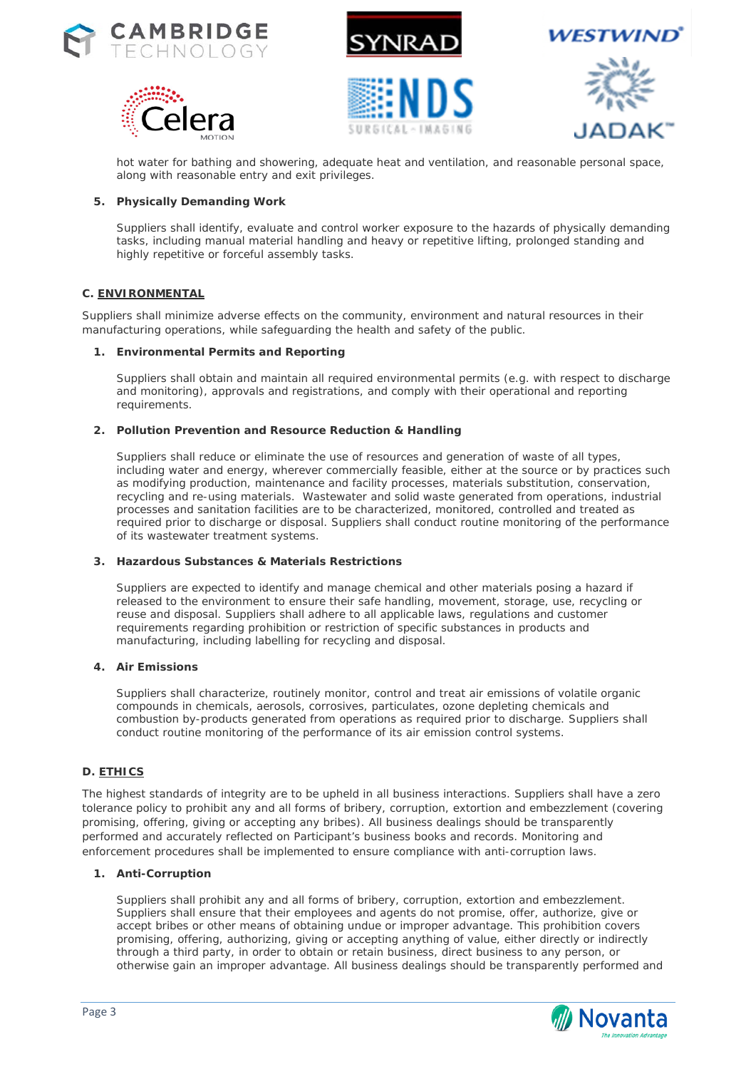hot water for bathing and showering, adequate heat and ventilation, and reasonable personal space, along with reasonable entry and exit privileges.

**5. Physically Demanding Work**

Suppliers shall identify, evaluate and control worker exposure to the hazards of physically demanding tasks, including manual material handling and heavy or repetitive lifting, prolonged standing and highly repetitive or forceful assembly tasks.

## C. ENVIRONMENTAL

Suppliers shall minimize adverse effects on the community, environment and natural resources in their manufacturing operations, while safeguarding the health and safety of the public.

**1. Environmental Permits and Reporting**

Suppliers shall obtain and maintain all required environmental permits (e.g. with respect to discharge and monitoring), approvals and registrations, and comply with their operational and reporting requirements.

**2. Pollution Prevention and Resource Reduction & Handling**

Suppliers shall reduce or eliminate the use of resources and generation of waste of all types, including water and energy, wherever commercially feasible, either at the source or by practices such as modifying production, maintenance and facility processes, materials substitution, conservation, recycling and re-using materials. Wastewater and solid waste generated from operations, industrial processes and sanitation facilities are to be characterized, monitored, controlled and treated as required prior to discharge or disposal. Suppliers shall conduct routine monitoring of the performance of its wastewater treatment systems.

**3. Hazardous Substances & Materials Restrictions**

Suppliers are expected to identify and manage chemical and other materials posing a hazard if released to the environment to ensure their safe handling, movement, storage, use, recycling or reuse and disposal. Suppliers shall adhere to all applicable laws, regulations and customer requirements regarding prohibition or restriction of specific substances in products and manufacturing, including labelling for recycling and disposal.

**4. Air Emissions**

Suppliers shall characterize, routinely monitor, control and treat air emissions of volatile organic compounds in chemicals, aerosols, corrosives, particulates, ozone depleting chemicals and combustion by-products generated from operations as required prior to discharge. Suppliers shall conduct routine monitoring of the performance of its air emission control systems.

## D. ETHICS

The highest standards of integrity are to be upheld in all business interactions. Suppliers shall have a zero tolerance policy to prohibit any and all forms of bribery, corruption, extortion and embezzlement (covering promising, offering, giving or accepting any bribes). All business dealings should be transparently performed and accurately reflected on Participant's business books and records. Monitoring and enforcement procedures shall be implemented to ensure compliance with anti-corruption laws.

**1. Anti-Corruption**

Suppliers shall prohibit any and all forms of bribery, corruption, extortion and embezzlement. Suppliers shall ensure that their employees and agents do not promise, offer, authorize, give or accept bribes or other means of obtaining undue or improper advantage. This prohibition covers promising, offering, authorizing, giving or accepting anything of value, either directly or indirectly through a third party, in order to obtain or retain business, direct business to any person, or otherwise gain an improper advantage. All business dealings should be transparently performed and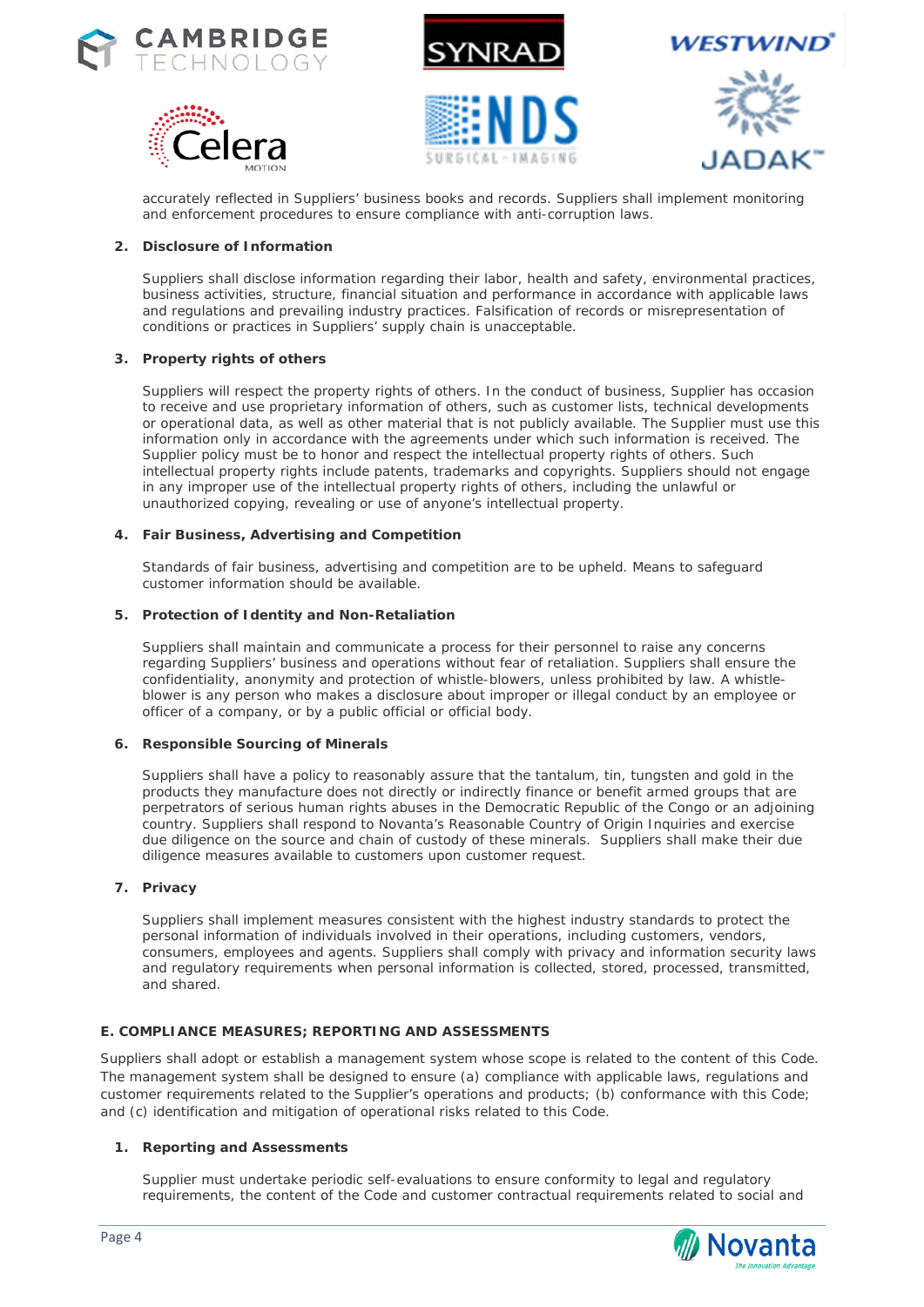accurately reflected in Suppliers' business books and records. Suppliers shall implement monitoring and enforcement procedures to ensure compliance with anti-corruption laws.

**2. Disclosure of Information**

Suppliers shall disclose information regarding their labor, health and safety, environmental practices, business activities, structure, financial situation and performance in accordance with applicable laws and regulations and prevailing industry practices. Falsification of records or misrepresentation of conditions or practices in Suppliers' supply chain is unacceptable.

**3. Property rights of others**

Suppliers will respect the property rights of others. In the conduct of business, Supplier has occasion to receive and use proprietary information of others, such as customer lists, technical developments or operational data, as well as other material that is not publicly available. The Supplier must use this information only in accordance with the agreements under which such information is received. The Supplier policy must be to honor and respect the intellectual property rights of others. Such intellectual property rights include patents, trademarks and copyrights. Suppliers should not engage in any improper use of the intellectual property rights of others, including the unlawful or unauthorized copying, revealing or use of anyone's intellectual property.

**4. Fair Business, Advertising and Competition**

Standards of fair business, advertising and competition are to be upheld. Means to safeguard customer information should be available.

**5. Protection of Identity and Non-Retaliation**

Suppliers shall maintain and communicate a process for their personnel to raise any concerns regarding Suppliers' business and operations without fear of retaliation. Suppliers shall ensure the confidentiality, anonymity and protection of whistle-blowers, unless prohibited by law. A whistle-blower is any person who makes a disclosure about improper or illegal conduct by an employee or officer of a company, or by a public official or official body.

**6. Responsible Sourcing of Minerals**

Suppliers shall have a policy to reasonably assure that the tantalum, tin, tungsten and gold in the products they manufacture does not directly or indirectly finance or benefit armed groups that are perpetrators of serious human rights abuses in the Democratic Republic of the Congo or an adjoining country. Suppliers shall respond to Novanta's Reasonable Country of Origin Inquiries and exercise due diligence on the source and chain of custody of these minerals. Suppliers shall make their due diligence measures available to customers upon customer request.

**7. Privacy**

Suppliers shall implement measures consistent with the highest industry standards to protect the personal information of individuals involved in their operations, including customers, vendors, consumers, employees and agents. Suppliers shall comply with privacy and information security laws and regulatory requirements when personal information is collected, stored, processed, transmitted, and shared.

## E. COMPLIANCE MEASURES; REPORTING AND ASSESSMENTS

Suppliers shall adopt or establish a management system whose scope is related to the content of this Code. The management system shall be designed to ensure (a) compliance with applicable laws, regulations and customer requirements related to the Supplier's operations and products; (b) conformance with this Code; and (c) identification and mitigation of operational risks related to this Code.

**1. Reporting and Assessments**

Supplier must undertake periodic self-evaluations to ensure conformity to legal and regulatory requirements, the content of the Code and customer contractual requirements related to social and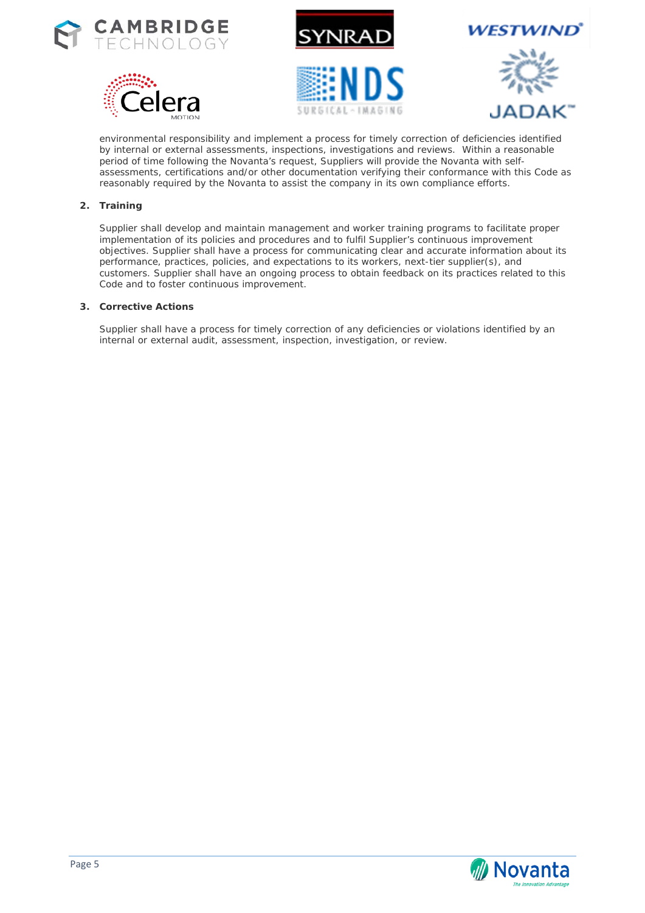environmental responsibility and implement a process for timely correction of deficiencies identified by internal or external assessments, inspections, investigations and reviews. Within a reasonable period of time following the Novanta's request, Suppliers will provide the Novanta with self-assessments, certifications and/or other documentation verifying their conformance with this Code as reasonably required by the Novanta to assist the company in its own compliance efforts.

**2. Training**

Supplier shall develop and maintain management and worker training programs to facilitate proper implementation of its policies and procedures and to fulfil Supplier's continuous improvement objectives. Supplier shall have a process for communicating clear and accurate information about its performance, practices, policies, and expectations to its workers, next-tier supplier(s), and customers. Supplier shall have an ongoing process to obtain feedback on its practices related to this Code and to foster continuous improvement.

**3. Corrective Actions**

Supplier shall have a process for timely correction of any deficiencies or violations identified by an internal or external audit, assessment, inspection, investigation, or review.